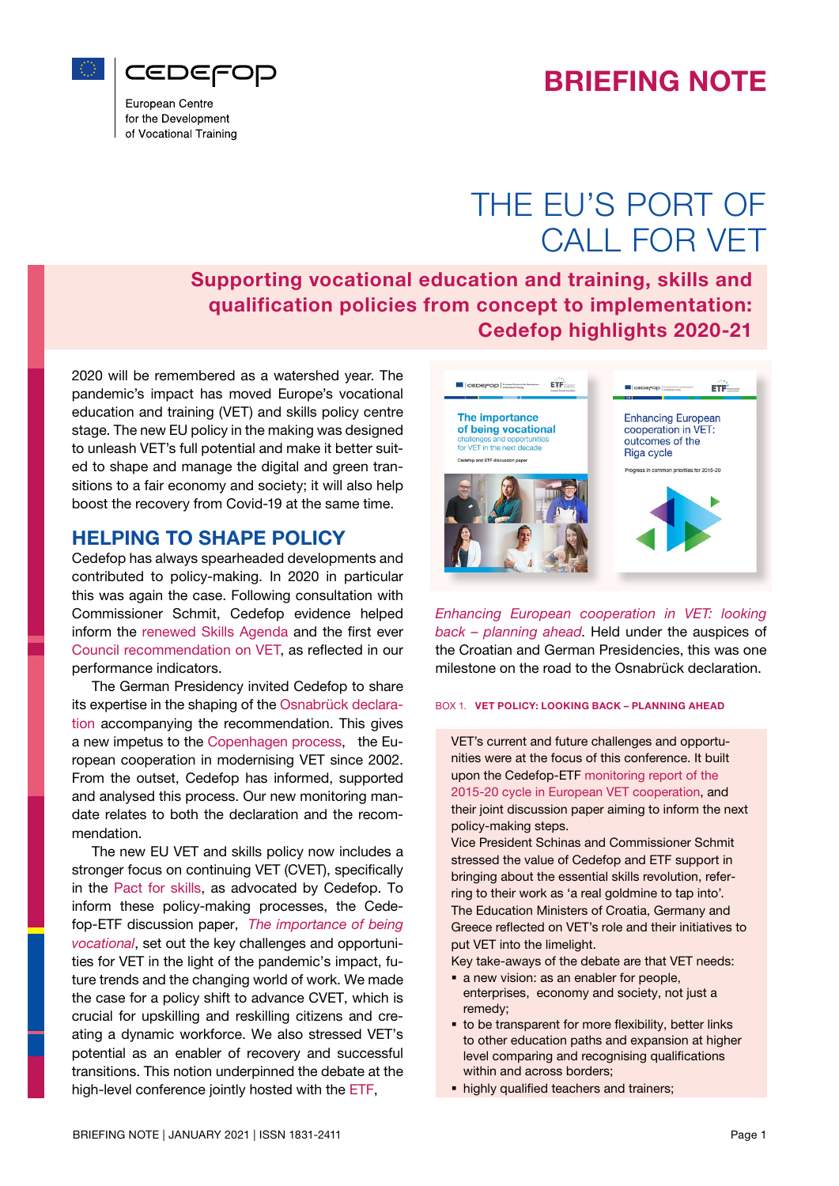# BRIEFING NOTE

# THE EU'S PORT OF CALL FOR VET

## Supporting vocational education and training, skills and qualification policies from concept to implementation: Cedefop highlights 2020-21

2020 will be remembered as a watershed year. The pandemic's impact has moved Europe's vocational education and training (VET) and skills policy centre stage. The new EU policy in the making was designed to unleash VET's full potential and make it better suited to shape and manage the digital and green transitions to a fair economy and society; it will also help boost the recovery from Covid-19 at the same time.

## HELPING TO SHAPE POLICY

Cedefop has always spearheaded developments and contributed to policy-making. In 2020 in particular this was again the case. Following consultation with Commissioner Schmit, Cedefop evidence helped inform the renewed Skills Agenda and the first ever Council recommendation on VET, as reflected in our performance indicators.

The German Presidency invited Cedefop to share its expertise in the shaping of the Osnabrück declaration accompanying the recommendation. This gives a new impetus to the Copenhagen process, the European cooperation in modernising VET since 2002. From the outset, Cedefop has informed, supported and analysed this process. Our new monitoring mandate relates to both the declaration and the recommendation.

The new EU VET and skills policy now includes a stronger focus on continuing VET (CVET), specifically in the Pact for skills, as advocated by Cedefop. To inform these policy-making processes, the Cedefop-ETF discussion paper, *The importance of being vocational*, set out the key challenges and opportunities for VET in the light of the pandemic's impact, future trends and the changing world of work. We made the case for a policy shift to advance CVET, which is crucial for upskilling and reskilling citizens and creating a dynamic workforce. We also stressed VET's potential as an enabler of recovery and successful transitions. This notion underpinned the debate at the high-level conference jointly hosted with the ETF, *Enhancing European cooperation in VET: looking back – planning ahead*. Held under the auspices of the Croatian and German Presidencies, this was one milestone on the road to the Osnabrück declaration.

BOX 1. **VET POLICY: LOOKING BACK – PLANNING AHEAD**

VET's current and future challenges and opportunities were at the focus of this conference. It built upon the Cedefop-ETF monitoring report of the 2015-20 cycle in European VET cooperation, and their joint discussion paper aiming to inform the next policy-making steps.

Vice President Schinas and Commissioner Schmit stressed the value of Cedefop and ETF support in bringing about the essential skills revolution, referring to their work as 'a real goldmine to tap into'. The Education Ministers of Croatia, Germany and Greece reflected on VET's role and their initiatives to put VET into the limelight.

Key take-aways of the debate are that VET needs:

- a new vision: as an enabler for people, enterprises, economy and society, not just a remedy;
- to be transparent for more flexibility, better links to other education paths and expansion at higher level comparing and recognising qualifications within and across borders;
- highly qualified teachers and trainers;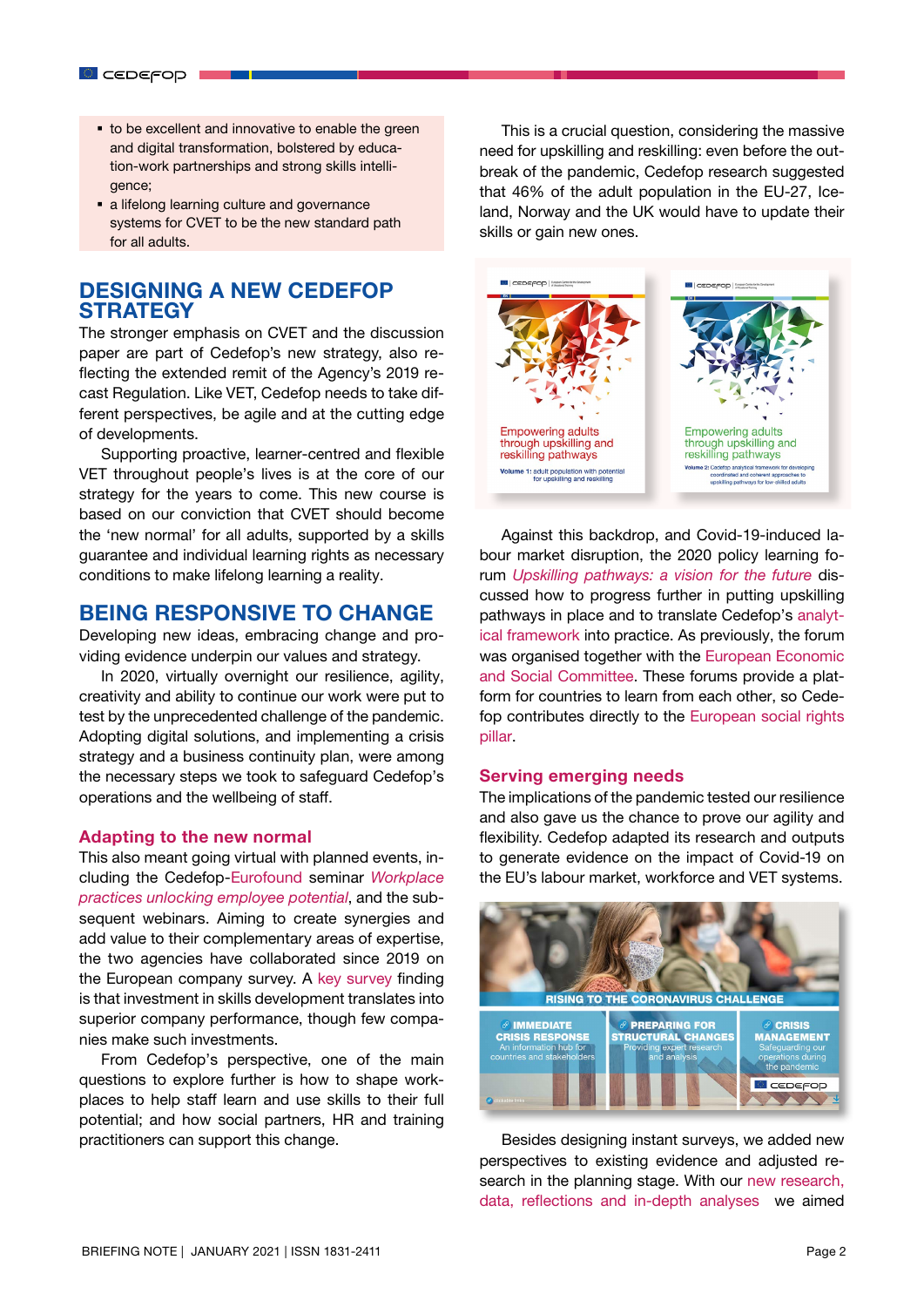- to be excellent and innovative to enable the green and digital transformation, bolstered by education-work partnerships and strong skills intelligence;
- a lifelong learning culture and governance systems for CVET to be the new standard path for all adults.

## DESIGNING A NEW CEDEFOP STRATEGY

The stronger emphasis on CVET and the discussion paper are part of Cedefop's new strategy, also reflecting the extended remit of the Agency's 2019 recast Regulation. Like VET, Cedefop needs to take different perspectives, be agile and at the cutting edge of developments.

Supporting proactive, learner-centred and flexible VET throughout people's lives is at the core of our strategy for the years to come. This new course is based on our conviction that CVET should become the 'new normal' for all adults, supported by a skills guarantee and individual learning rights as necessary conditions to make lifelong learning a reality.

## BEING RESPONSIVE TO CHANGE

Developing new ideas, embracing change and providing evidence underpin our values and strategy.

In 2020, virtually overnight our resilience, agility, creativity and ability to continue our work were put to test by the unprecedented challenge of the pandemic. Adopting digital solutions, and implementing a crisis strategy and a business continuity plan, were among the necessary steps we took to safeguard Cedefop's operations and the wellbeing of staff.

### Adapting to the new normal

This also meant going virtual with planned events, including the Cedefop-Eurofound seminar *Workplace practices unlocking employee potential*, and the subsequent webinars. Aiming to create synergies and add value to their complementary areas of expertise, the two agencies have collaborated since 2019 on the European company survey. A key survey finding is that investment in skills development translates into superior company performance, though few companies make such investments.

From Cedefop's perspective, one of the main questions to explore further is how to shape workplaces to help staff learn and use skills to their full potential; and how social partners, HR and training practitioners can support this change.

This is a crucial question, considering the massive need for upskilling and reskilling: even before the outbreak of the pandemic, Cedefop research suggested that 46% of the adult population in the EU-27, Iceland, Norway and the UK would have to update their skills or gain new ones.

Against this backdrop, and Covid-19-induced labour market disruption, the 2020 policy learning forum *Upskilling pathways: a vision for the future* discussed how to progress further in putting upskilling pathways in place and to translate Cedefop's analytical framework into practice. As previously, the forum was organised together with the European Economic and Social Committee. These forums provide a platform for countries to learn from each other, so Cedefop contributes directly to the European social rights pillar.

### Serving emerging needs

The implications of the pandemic tested our resilience and also gave us the chance to prove our agility and flexibility. Cedefop adapted its research and outputs to generate evidence on the impact of Covid-19 on the EU's labour market, workforce and VET systems.

Besides designing instant surveys, we added new perspectives to existing evidence and adjusted research in the planning stage. With our new research, data, reflections and in-depth analyses we aimed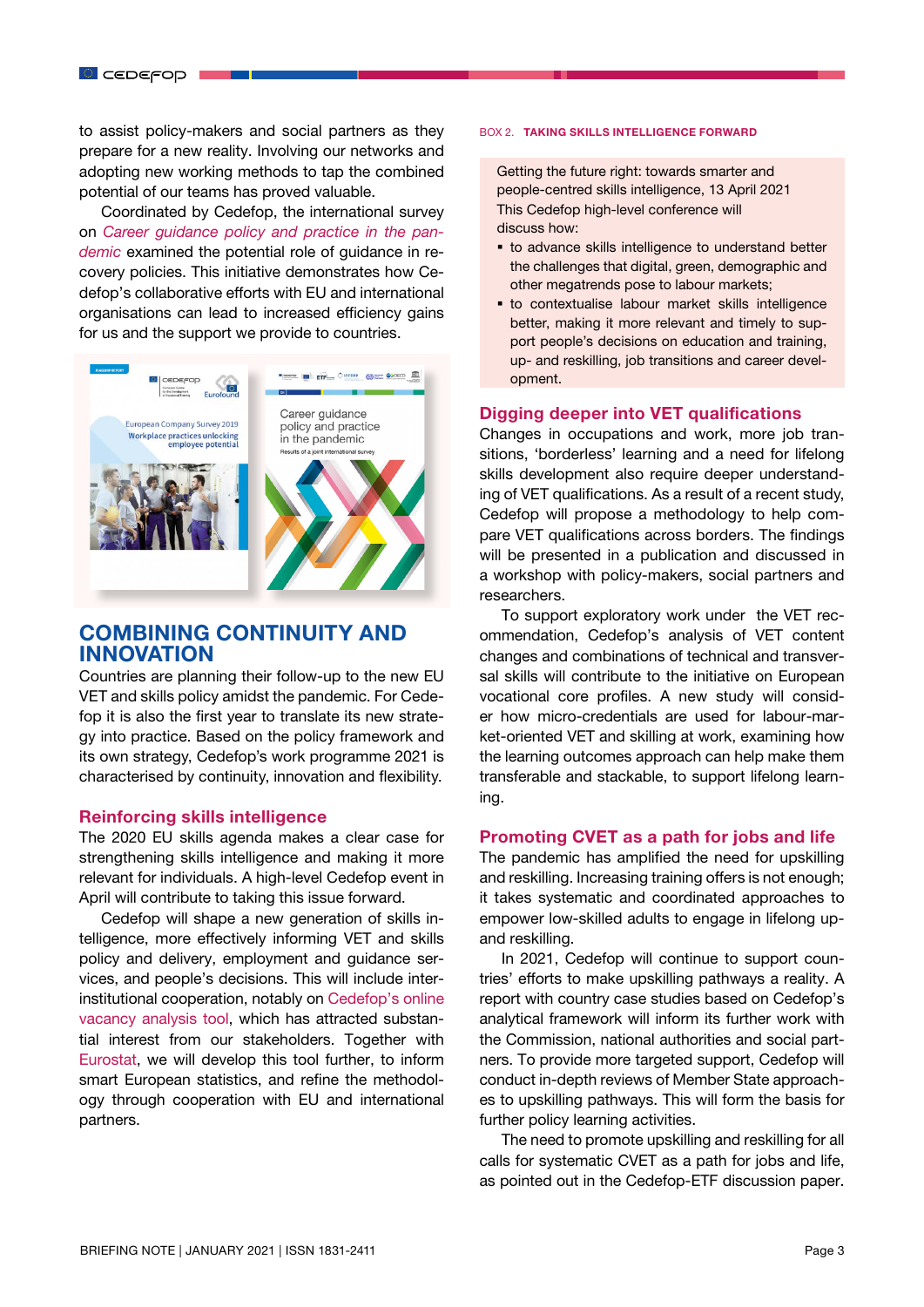to assist policy-makers and social partners as they prepare for a new reality. Involving our networks and adopting new working methods to tap the combined potential of our teams has proved valuable.

Coordinated by Cedefop, the international survey on *Career guidance policy and practice in the pandemic* examined the potential role of guidance in recovery policies. This initiative demonstrates how Cedefop's collaborative efforts with EU and international organisations can lead to increased efficiency gains for us and the support we provide to countries.

## COMBINING CONTINUITY AND INNOVATION

Countries are planning their follow-up to the new EU VET and skills policy amidst the pandemic. For Cedefop it is also the first year to translate its new strategy into practice. Based on the policy framework and its own strategy, Cedefop's work programme 2021 is characterised by continuity, innovation and flexibility.

### Reinforcing skills intelligence

The 2020 EU skills agenda makes a clear case for strengthening skills intelligence and making it more relevant for individuals. A high-level Cedefop event in April will contribute to taking this issue forward.

Cedefop will shape a new generation of skills intelligence, more effectively informing VET and skills policy and delivery, employment and guidance services, and people's decisions. This will include inter-institutional cooperation, notably on Cedefop's online vacancy analysis tool, which has attracted substantial interest from our stakeholders. Together with Eurostat, we will develop this tool further, to inform smart European statistics, and refine the methodology through cooperation with EU and international partners.

BOX 2. **TAKING SKILLS INTELLIGENCE FORWARD**

> Getting the future right: towards smarter and people-centred skills intelligence, 13 April 2021
> This Cedefop high-level conference will discuss how:
> - to advance skills intelligence to understand better the challenges that digital, green, demographic and other megatrends pose to labour markets;
> - to contextualise labour market skills intelligence better, making it more relevant and timely to support people's decisions on education and training, up- and reskilling, job transitions and career development.

### Digging deeper into VET qualifications

Changes in occupations and work, more job transitions, 'borderless' learning and a need for lifelong skills development also require deeper understanding of VET qualifications. As a result of a recent study, Cedefop will propose a methodology to help compare VET qualifications across borders. The findings will be presented in a publication and discussed in a workshop with policy-makers, social partners and researchers.

To support exploratory work under the VET recommendation, Cedefop's analysis of VET content changes and combinations of technical and transversal skills will contribute to the initiative on European vocational core profiles. A new study will consider how micro-credentials are used for labour-market-oriented VET and skilling at work, examining how the learning outcomes approach can help make them transferable and stackable, to support lifelong learning.

### Promoting CVET as a path for jobs and life

The pandemic has amplified the need for upskilling and reskilling. Increasing training offers is not enough; it takes systematic and coordinated approaches to empower low-skilled adults to engage in lifelong up- and reskilling.

In 2021, Cedefop will continue to support countries' efforts to make upskilling pathways a reality. A report with country case studies based on Cedefop's analytical framework will inform its further work with the Commission, national authorities and social partners. To provide more targeted support, Cedefop will conduct in-depth reviews of Member State approaches to upskilling pathways. This will form the basis for further policy learning activities.

The need to promote upskilling and reskilling for all calls for systematic CVET as a path for jobs and life, as pointed out in the Cedefop-ETF discussion paper.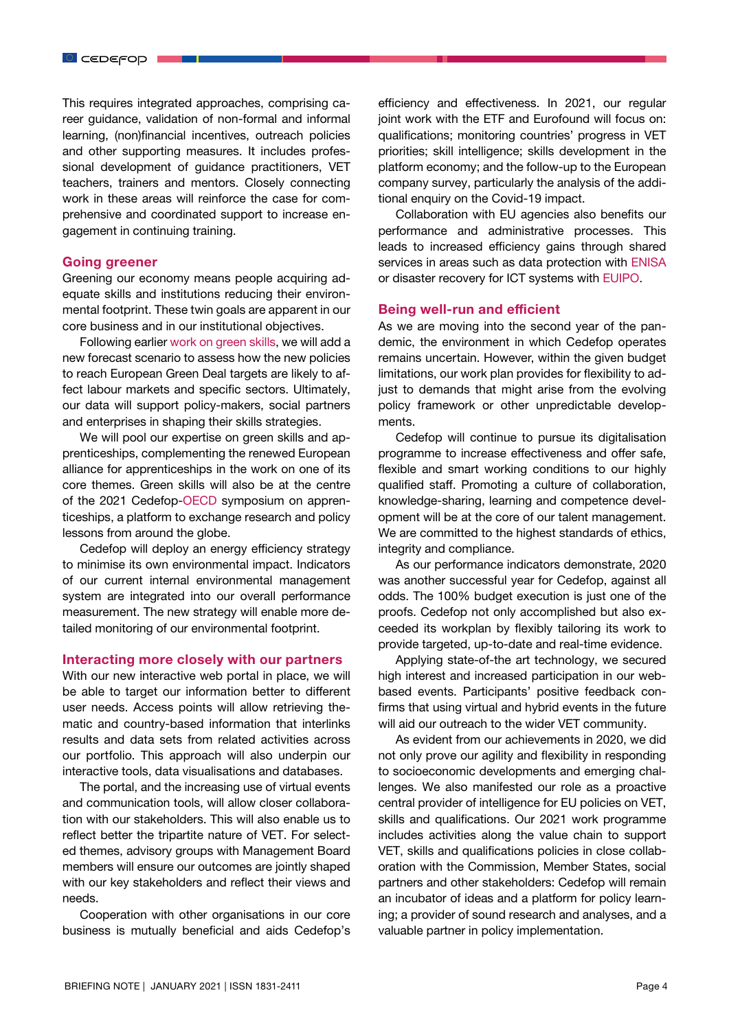This requires integrated approaches, comprising career guidance, validation of non-formal and informal learning, (non)financial incentives, outreach policies and other supporting measures. It includes professional development of guidance practitioners, VET teachers, trainers and mentors. Closely connecting work in these areas will reinforce the case for comprehensive and coordinated support to increase engagement in continuing training.

## Going greener

Greening our economy means people acquiring adequate skills and institutions reducing their environmental footprint. These twin goals are apparent in our core business and in our institutional objectives.

Following earlier work on green skills, we will add a new forecast scenario to assess how the new policies to reach European Green Deal targets are likely to affect labour markets and specific sectors. Ultimately, our data will support policy-makers, social partners and enterprises in shaping their skills strategies.

We will pool our expertise on green skills and apprenticeships, complementing the renewed European alliance for apprenticeships in the work on one of its core themes. Green skills will also be at the centre of the 2021 Cedefop-OECD symposium on apprenticeships, a platform to exchange research and policy lessons from around the globe.

Cedefop will deploy an energy efficiency strategy to minimise its own environmental impact. Indicators of our current internal environmental management system are integrated into our overall performance measurement. The new strategy will enable more detailed monitoring of our environmental footprint.

## Interacting more closely with our partners

With our new interactive web portal in place, we will be able to target our information better to different user needs. Access points will allow retrieving thematic and country-based information that interlinks results and data sets from related activities across our portfolio. This approach will also underpin our interactive tools, data visualisations and databases.

The portal, and the increasing use of virtual events and communication tools, will allow closer collaboration with our stakeholders. This will also enable us to reflect better the tripartite nature of VET. For selected themes, advisory groups with Management Board members will ensure our outcomes are jointly shaped with our key stakeholders and reflect their views and needs.

Cooperation with other organisations in our core business is mutually beneficial and aids Cedefop's efficiency and effectiveness. In 2021, our regular joint work with the ETF and Eurofound will focus on: qualifications; monitoring countries' progress in VET priorities; skill intelligence; skills development in the platform economy; and the follow-up to the European company survey, particularly the analysis of the additional enquiry on the Covid-19 impact.

Collaboration with EU agencies also benefits our performance and administrative processes. This leads to increased efficiency gains through shared services in areas such as data protection with ENISA or disaster recovery for ICT systems with EUIPO.

## Being well-run and efficient

As we are moving into the second year of the pandemic, the environment in which Cedefop operates remains uncertain. However, within the given budget limitations, our work plan provides for flexibility to adjust to demands that might arise from the evolving policy framework or other unpredictable developments.

Cedefop will continue to pursue its digitalisation programme to increase effectiveness and offer safe, flexible and smart working conditions to our highly qualified staff. Promoting a culture of collaboration, knowledge-sharing, learning and competence development will be at the core of our talent management. We are committed to the highest standards of ethics, integrity and compliance.

As our performance indicators demonstrate, 2020 was another successful year for Cedefop, against all odds. The 100% budget execution is just one of the proofs. Cedefop not only accomplished but also exceeded its workplan by flexibly tailoring its work to provide targeted, up-to-date and real-time evidence.

Applying state-of-the art technology, we secured high interest and increased participation in our web-based events. Participants' positive feedback confirms that using virtual and hybrid events in the future will aid our outreach to the wider VET community.

As evident from our achievements in 2020, we did not only prove our agility and flexibility in responding to socioeconomic developments and emerging challenges. We also manifested our role as a proactive central provider of intelligence for EU policies on VET, skills and qualifications. Our 2021 work programme includes activities along the value chain to support VET, skills and qualifications policies in close collaboration with the Commission, Member States, social partners and other stakeholders: Cedefop will remain an incubator of ideas and a platform for policy learning; a provider of sound research and analyses, and a valuable partner in policy implementation.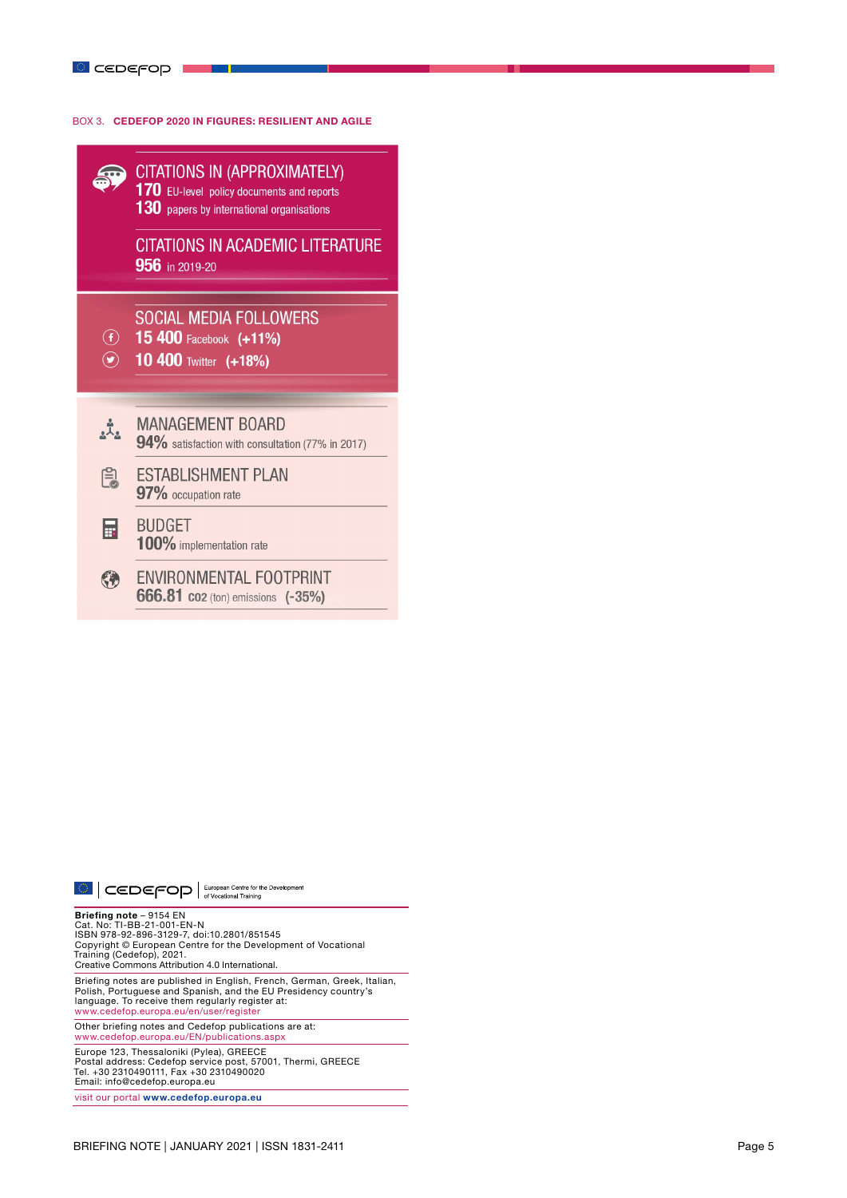BOX 3. **CEDEFOP 2020 IN FIGURES: RESILIENT AND AGILE**

CITATIONS IN (APPROXIMATELY)
**170** EU-level policy documents and reports
**130** papers by international organisations

CITATIONS IN ACADEMIC LITERATURE
**956** in 2019-20

SOCIAL MEDIA FOLLOWERS
**15 400** Facebook **(+11%)**
**10 400** Twitter **(+18%)**

MANAGEMENT BOARD
**94%** satisfaction with consultation (77% in 2017)

ESTABLISHMENT PLAN
**97%** occupation rate

BUDGET
**100%** implementation rate

ENVIRONMENTAL FOOTPRINT
**666.81** $CO_2$ (ton) emissions **(-35%)**

European Centre for the Development of Vocational Training

**Briefing note** – 9154 EN
Cat. No: TI-BB-21-001-EN-N
ISBN 978-92-896-3129-7, doi:10.2801/851545
Copyright © European Centre for the Development of Vocational Training (Cedefop), 2021.
Creative Commons Attribution 4.0 International.

Briefing notes are published in English, French, German, Greek, Italian, Polish, Portuguese and Spanish, and the EU Presidency country's language. To receive them regularly register at:
www.cedefop.europa.eu/en/user/register

Other briefing notes and Cedefop publications are at:
www.cedefop.europa.eu/EN/publications.aspx

Europe 123, Thessaloniki (Pylea), GREECE
Postal address: Cedefop service post, 57001, Thermi, GREECE
Tel. +30 2310490111, Fax +30 2310490020
Email: info@cedefop.europa.eu

visit our portal **www.cedefop.europa.eu**